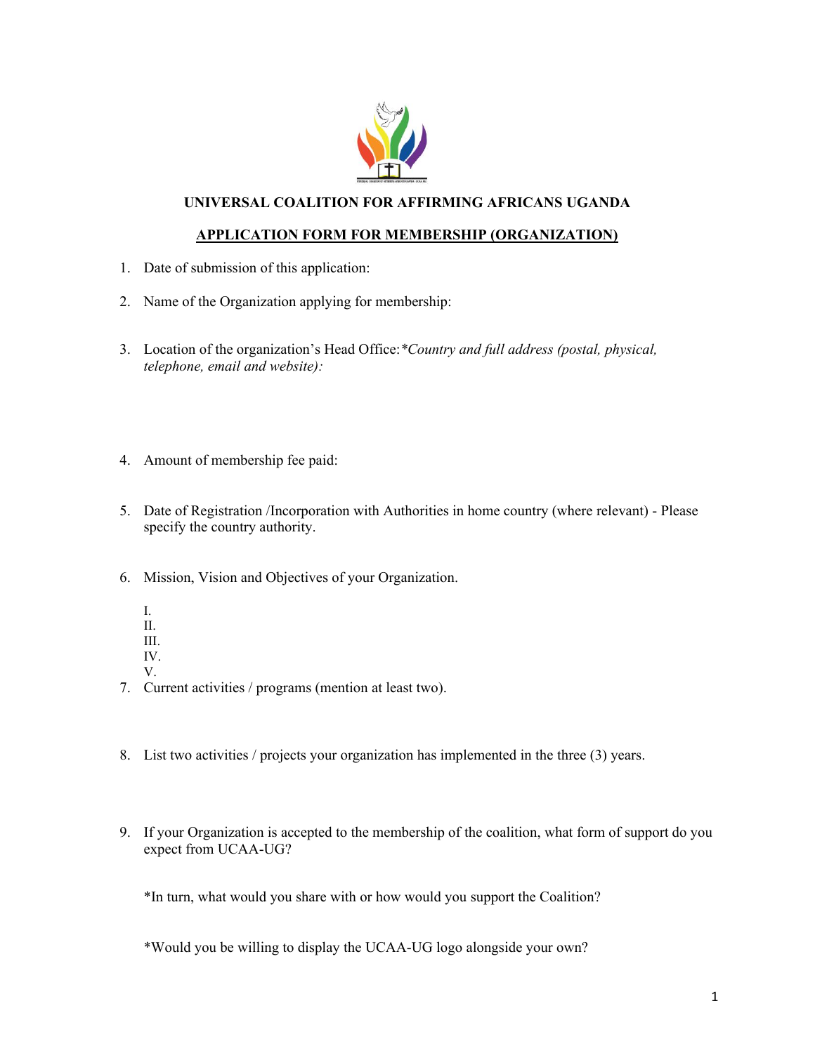# UNIVERSAL COALITION FOR AFFIRMING AFRICANS UGANDA

## APPLICATION FORM FOR MEMBERSHIP (ORGANIZATION)

1. Date of submission of this application:

2. Name of the Organization applying for membership:

3. Location of the organization's Head Office: *\*Country and full address (postal, physical, telephone, email and website):*

4. Amount of membership fee paid:

5. Date of Registration /Incorporation with Authorities in home country (where relevant) - Please specify the country authority.

6. Mission, Vision and Objectives of your Organization.

   I.
   II.
   III.
   IV.
   V.

7. Current activities / programs (mention at least two).

8. List two activities / projects your organization has implemented in the three (3) years.

9. If your Organization is accepted to the membership of the coalition, what form of support do you expect from UCAA-UG?

   *In turn, what would you share with or how would you support the Coalition?

   *Would you be willing to display the UCAA-UG logo alongside your own?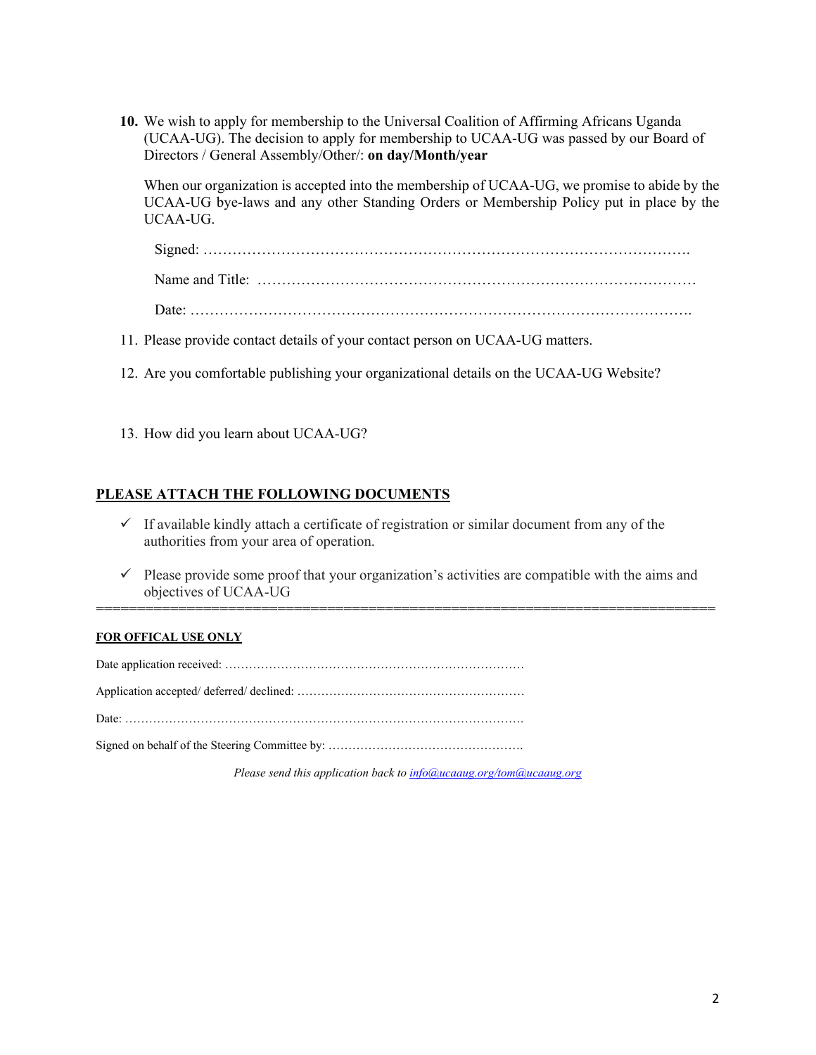10. We wish to apply for membership to the Universal Coalition of Affirming Africans Uganda (UCAA-UG). The decision to apply for membership to UCAA-UG was passed by our Board of Directors / General Assembly/Other/: **on day/Month/year**

    When our organization is accepted into the membership of UCAA-UG, we promise to abide by the UCAA-UG bye-laws and any other Standing Orders or Membership Policy put in place by the UCAA-UG.

    Signed: ……………………………………………………………………………………….

    Name and Title: ………………………………………………………………………………

    Date: ………………………………………………………………………………………….

11. Please provide contact details of your contact person on UCAA-UG matters.

12. Are you comfortable publishing your organizational details on the UCAA-UG Website?

13. How did you learn about UCAA-UG?

**PLEASE ATTACH THE FOLLOWING DOCUMENTS**

- ✓ If available kindly attach a certificate of registration or similar document from any of the authorities from your area of operation.
- ✓ Please provide some proof that your organization's activities are compatible with the aims and objectives of UCAA-UG

===========================================================================

**FOR OFFICAL USE ONLY**

Date application received: …………………………………………………………………

Application accepted/ deferred/ declined: …………………………………………………

Date: ………………………………………………………………………………………….

Signed on behalf of the Steering Committee by: ………………………………………….

*Please send this application back to info@ucaaug.org/tom@ucaaug.org*